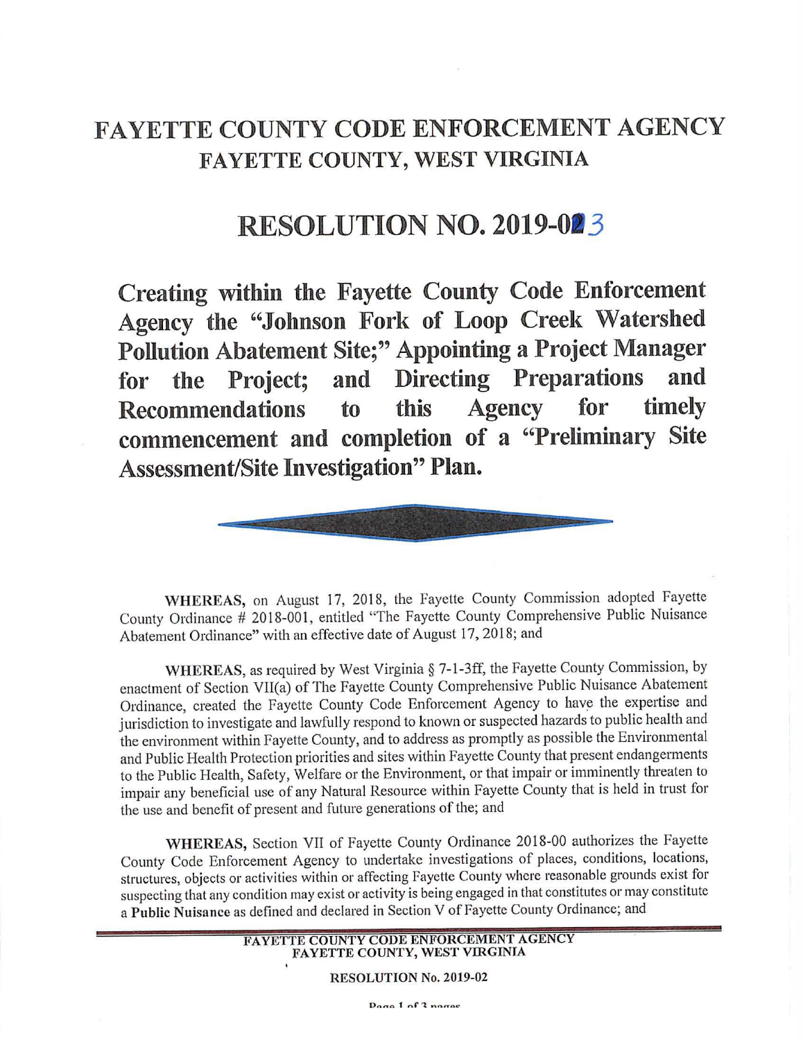# FAYETTE COUNTY CODE ENFORCEMENT AGENCY
## FAYETTE COUNTY, WEST VIRGINIA

# RESOLUTION NO. 2019-023

## Creating within the Fayette County Code Enforcement Agency the "Johnson Fork of Loop Creek Watershed Pollution Abatement Site;" Appointing a Project Manager for the Project; and Directing Preparations and Recommendations to this Agency for timely commencement and completion of a "Preliminary Site Assessment/Site Investigation" Plan.

**WHEREAS,** on August 17, 2018, the Fayette County Commission adopted Fayette County Ordinance # 2018-001, entitled "The Fayette County Comprehensive Public Nuisance Abatement Ordinance" with an effective date of August 17, 2018; and

**WHEREAS,** as required by West Virginia § 7-1-3ff, the Fayette County Commission, by enactment of Section VII(a) of The Fayette County Comprehensive Public Nuisance Abatement Ordinance, created the Fayette County Code Enforcement Agency to have the expertise and jurisdiction to investigate and lawfully respond to known or suspected hazards to public health and the environment within Fayette County, and to address as promptly as possible the Environmental and Public Health Protection priorities and sites within Fayette County that present endangerments to the Public Health, Safety, Welfare or the Environment, or that impair or imminently threaten to impair any beneficial use of any Natural Resource within Fayette County that is held in trust for the use and benefit of present and future generations of the; and

**WHEREAS,** Section VII of Fayette County Ordinance 2018-00 authorizes the Fayette County Code Enforcement Agency to undertake investigations of places, conditions, locations, structures, objects or activities within or affecting Fayette County where reasonable grounds exist for suspecting that any condition may exist or activity is being engaged in that constitutes or may constitute a **Public Nuisance** as defined and declared in Section V of Fayette County Ordinance; and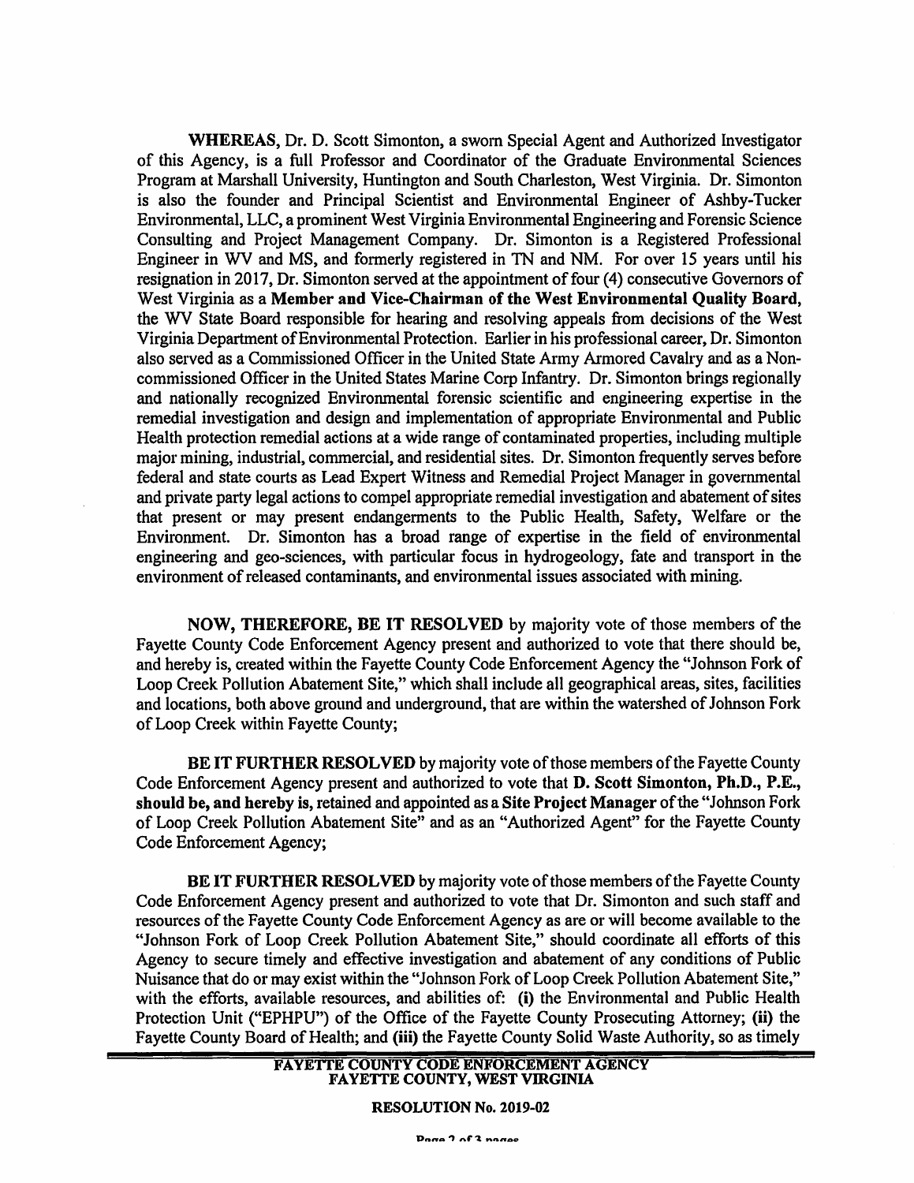**WHEREAS,** Dr. D. Scott Simonton, a sworn Special Agent and Authorized Investigator of this Agency, is a full Professor and Coordinator of the Graduate Environmental Sciences Program at Marshall University, Huntington and South Charleston, West Virginia. Dr. Simonton is also the founder and Principal Scientist and Environmental Engineer of Ashby-Tucker Environmental, LLC, a prominent West Virginia Environmental Engineering and Forensic Science Consulting and Project Management Company. Dr. Simonton is a Registered Professional Engineer in WV and MS, and formerly registered in TN and NM. For over 15 years until his resignation in 2017, Dr. Simonton served at the appointment of four (4) consecutive Governors of West Virginia as a **Member and Vice-Chairman of the West Environmental Quality Board,** the WV State Board responsible for hearing and resolving appeals from decisions of the West Virginia Department of Environmental Protection. Earlier in his professional career, Dr. Simonton also served as a Commissioned Officer in the United State Army Armored Cavalry and as a Non-commissioned Officer in the United States Marine Corp Infantry. Dr. Simonton brings regionally and nationally recognized Environmental forensic scientific and engineering expertise in the remedial investigation and design and implementation of appropriate Environmental and Public Health protection remedial actions at a wide range of contaminated properties, including multiple major mining, industrial, commercial, and residential sites. Dr. Simonton frequently serves before federal and state courts as Lead Expert Witness and Remedial Project Manager in governmental and private party legal actions to compel appropriate remedial investigation and abatement of sites that present or may present endangerments to the Public Health, Safety, Welfare or the Environment. Dr. Simonton has a broad range of expertise in the field of environmental engineering and geo-sciences, with particular focus in hydrogeology, fate and transport in the environment of released contaminants, and environmental issues associated with mining.

**NOW, THEREFORE, BE IT RESOLVED** by majority vote of those members of the Fayette County Code Enforcement Agency present and authorized to vote that there should be, and hereby is, created within the Fayette County Code Enforcement Agency the "Johnson Fork of Loop Creek Pollution Abatement Site," which shall include all geographical areas, sites, facilities and locations, both above ground and underground, that are within the watershed of Johnson Fork of Loop Creek within Fayette County;

**BE IT FURTHER RESOLVED** by majority vote of those members of the Fayette County Code Enforcement Agency present and authorized to vote that **D. Scott Simonton, Ph.D., P.E., should be, and hereby is,** retained and appointed as a **Site Project Manager** of the "Johnson Fork of Loop Creek Pollution Abatement Site" and as an "Authorized Agent" for the Fayette County Code Enforcement Agency;

**BE IT FURTHER RESOLVED** by majority vote of those members of the Fayette County Code Enforcement Agency present and authorized to vote that Dr. Simonton and such staff and resources of the Fayette County Code Enforcement Agency as are or will become available to the "Johnson Fork of Loop Creek Pollution Abatement Site," should coordinate all efforts of this Agency to secure timely and effective investigation and abatement of any conditions of Public Nuisance that do or may exist within the "Johnson Fork of Loop Creek Pollution Abatement Site," with the efforts, available resources, and abilities of: **(i)** the Environmental and Public Health Protection Unit ("EPHPU") of the Office of the Fayette County Prosecuting Attorney; **(ii)** the Fayette County Board of Health; and **(iii)** the Fayette County Solid Waste Authority, so as timely

**FAYETTE COUNTY CODE ENFORCEMENT AGENCY**
**FAYETTE COUNTY, WEST VIRGINIA**

**RESOLUTION No. 2019-02**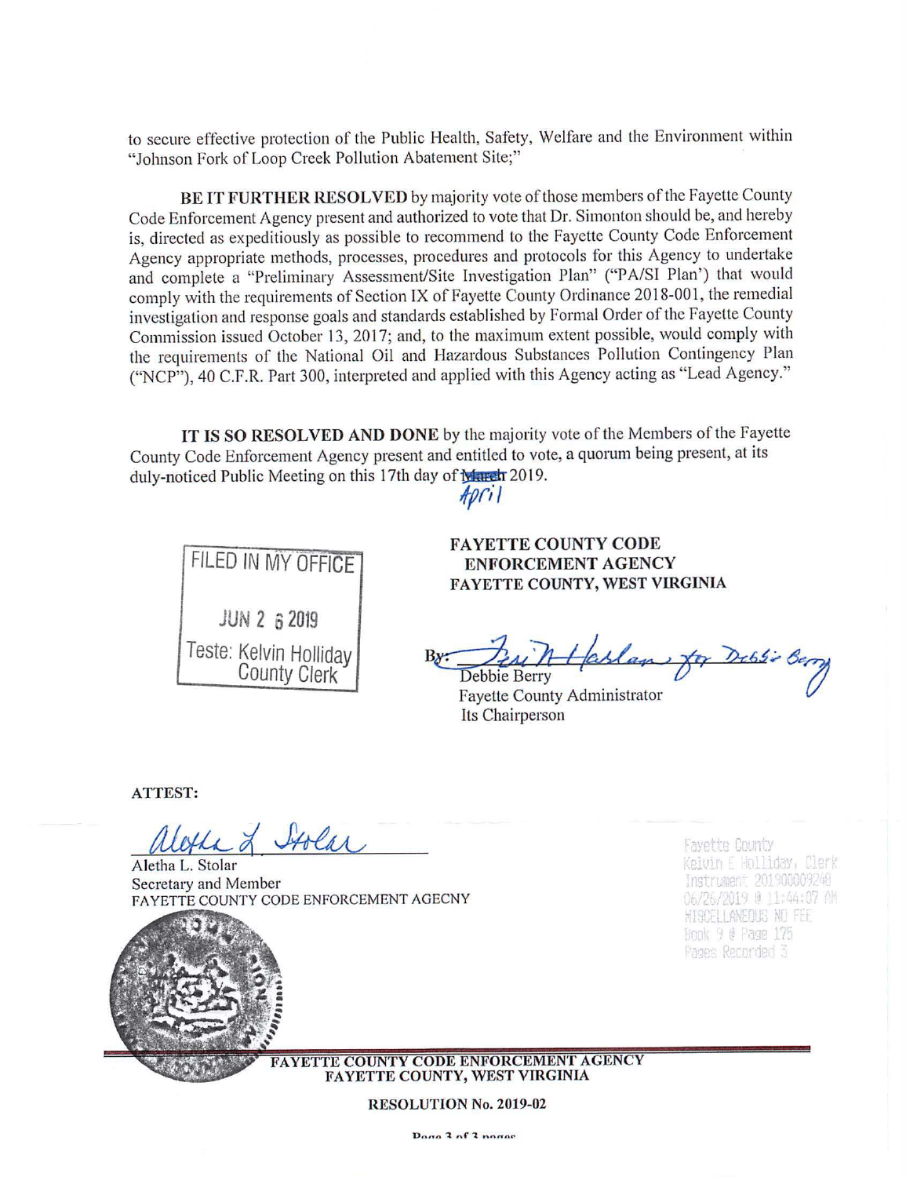to secure effective protection of the Public Health, Safety, Welfare and the Environment within "Johnson Fork of Loop Creek Pollution Abatement Site;"

**BE IT FURTHER RESOLVED** by majority vote of those members of the Fayette County Code Enforcement Agency present and authorized to vote that Dr. Simonton should be, and hereby is, directed as expeditiously as possible to recommend to the Fayette County Code Enforcement Agency appropriate methods, processes, procedures and protocols for this Agency to undertake and complete a "Preliminary Assessment/Site Investigation Plan" ("PA/SI Plan') that would comply with the requirements of Section IX of Fayette County Ordinance 2018-001, the remedial investigation and response goals and standards established by Formal Order of the Fayette County Commission issued October 13, 2017; and, to the maximum extent possible, would comply with the requirements of the National Oil and Hazardous Substances Pollution Contingency Plan ("NCP"), 40 C.F.R. Part 300, interpreted and applied with this Agency acting as "Lead Agency."

**IT IS SO RESOLVED AND DONE** by the majority vote of the Members of the Fayette County Code Enforcement Agency present and entitled to vote, a quorum being present, at its duly-noticed Public Meeting on this 17th day of ~~March~~ April 2019.

FILED IN MY OFFICE
JUN 26 2019
Teste: Kelvin Holliday
County Clerk

**FAYETTE COUNTY CODE ENFORCEMENT AGENCY**
**FAYETTE COUNTY, WEST VIRGINIA**

By: *Teri N Harlan for Debbie Berry*
Debbie Berry
Fayette County Administrator
Its Chairperson

**ATTEST:**

*Aletha L. Stolar*
Aletha L. Stolar
Secretary and Member
FAYETTE COUNTY CODE ENFORCEMENT AGECNY

Fayette County
Kelvin E Holliday, Clerk
Instrument 201900009248
06/26/2019 @ 11:44:07 AM
MISCELLANEOUS NO FEE
Book 9 @ Page 175
Pages Recorded 3

**FAYETTE COUNTY CODE ENFORCEMENT AGENCY**
**FAYETTE COUNTY, WEST VIRGINIA**

**RESOLUTION No. 2019-02**